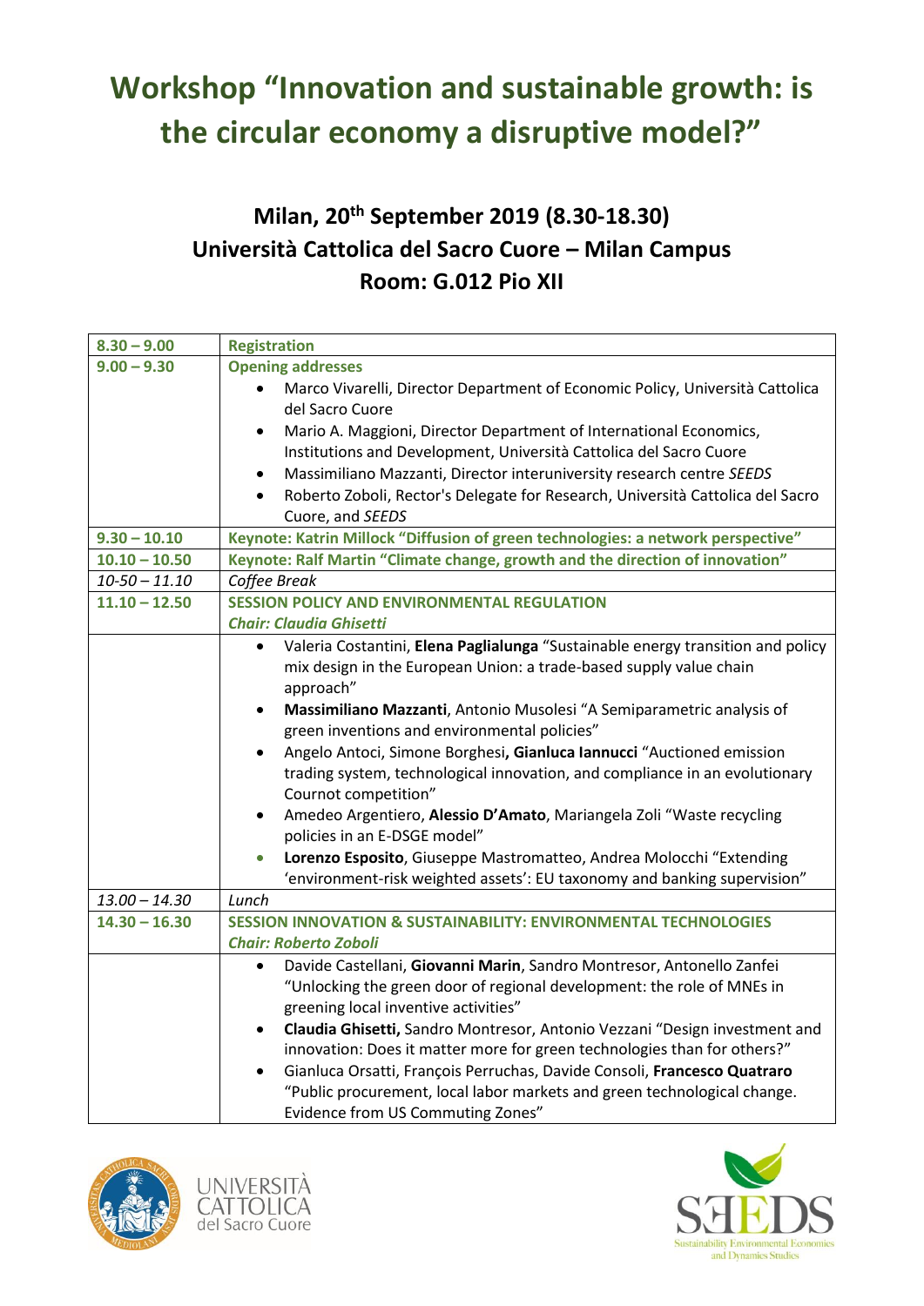# Workshop "Innovation and sustainable growth: is the circular economy a disruptive model?"

## Milan, 20th September 2019 (8.30-18.30)
## Università Cattolica del Sacro Cuore – Milan Campus
## Room: G.012 Pio XII

| | |
|---|---|
| **8.30 – 9.00** | **Registration** |
| **9.00 – 9.30** | **Opening addresses**<br>• Marco Vivarelli, Director Department of Economic Policy, Università Cattolica del Sacro Cuore<br>• Mario A. Maggioni, Director Department of International Economics, Institutions and Development, Università Cattolica del Sacro Cuore<br>• Massimiliano Mazzanti, Director interuniversity research centre *SEEDS*<br>• Roberto Zoboli, Rector's Delegate for Research, Università Cattolica del Sacro Cuore, and *SEEDS* |
| **9.30 – 10.10** | **Keynote: Katrin Millock "Diffusion of green technologies: a network perspective"** |
| **10.10 – 10.50** | **Keynote: Ralf Martin "Climate change, growth and the direction of innovation"** |
| *10-50 – 11.10* | *Coffee Break* |
| **11.10 – 12.50** | **SESSION POLICY AND ENVIRONMENTAL REGULATION**<br>***Chair: Claudia Ghisetti*** |
| | • Valeria Costantini, **Elena Paglialunga** "Sustainable energy transition and policy mix design in the European Union: a trade-based supply value chain approach"<br>• **Massimiliano Mazzanti**, Antonio Musolesi "A Semiparametric analysis of green inventions and environmental policies"<br>• Angelo Antoci, Simone Borghesi, **Gianluca Iannucci** "Auctioned emission trading system, technological innovation, and compliance in an evolutionary Cournot competition"<br>• Amedeo Argentiero, **Alessio D'Amato**, Mariangela Zoli "Waste recycling policies in an E-DSGE model"<br>• **Lorenzo Esposito**, Giuseppe Mastromatteo, Andrea Molocchi "Extending 'environment-risk weighted assets': EU taxonomy and banking supervision" |
| *13.00 – 14.30* | *Lunch* |
| **14.30 – 16.30** | **SESSION INNOVATION & SUSTAINABILITY: ENVIRONMENTAL TECHNOLOGIES**<br>***Chair: Roberto Zoboli*** |
| | • Davide Castellani, **Giovanni Marin**, Sandro Montresor, Antonello Zanfei "Unlocking the green door of regional development: the role of MNEs in greening local inventive activities"<br>• **Claudia Ghisetti,** Sandro Montresor, Antonio Vezzani "Design investment and innovation: Does it matter more for green technologies than for others?"<br>• Gianluca Orsatti, François Perruchas, Davide Consoli, **Francesco Quatraro** "Public procurement, local labor markets and green technological change. Evidence from US Commuting Zones" |

UNIVERSITÀ CATTOLICA del Sacro Cuore

SEEDS Sustainability Environmental Economics and Dynamics Studies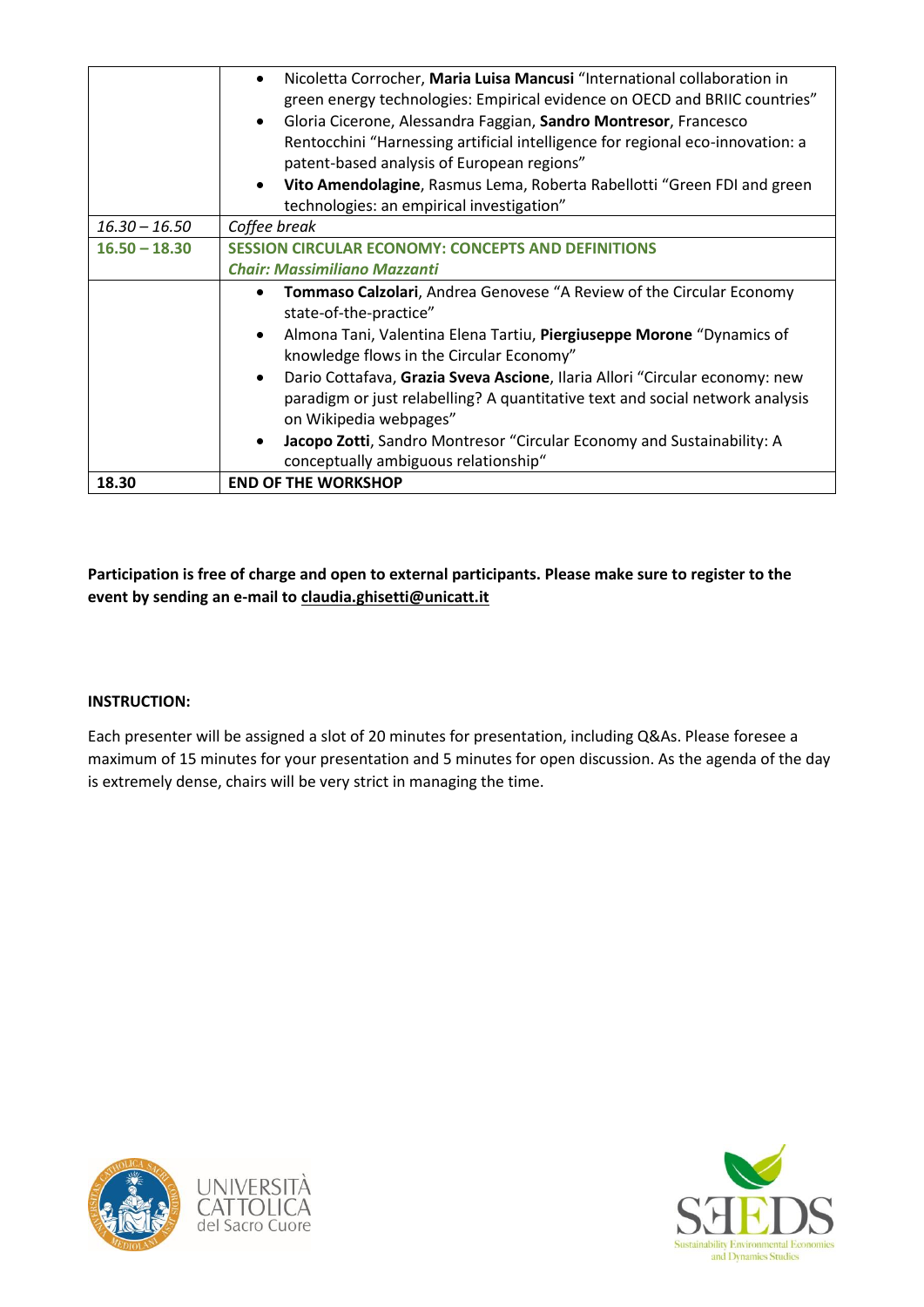| | |
|---|---|
| | • Nicoletta Corrocher, **Maria Luisa Mancusi** “International collaboration in green energy technologies: Empirical evidence on OECD and BRIIC countries”<br>• Gloria Cicerone, Alessandra Faggian, **Sandro Montresor**, Francesco Rentocchini “Harnessing artificial intelligence for regional eco-innovation: a patent-based analysis of European regions”<br>• **Vito Amendolagine**, Rasmus Lema, Roberta Rabellotti “Green FDI and green technologies: an empirical investigation” |
| *16.30 – 16.50* | *Coffee break* |
| **16.50 – 18.30** | **SESSION CIRCULAR ECONOMY: CONCEPTS AND DEFINITIONS**<br>***Chair: Massimiliano Mazzanti*** |
| | • **Tommaso Calzolari**, Andrea Genovese “A Review of the Circular Economy state-of-the-practice”<br>• Almona Tani, Valentina Elena Tartiu, **Piergiuseppe Morone** “Dynamics of knowledge flows in the Circular Economy”<br>• Dario Cottafava, **Grazia Sveva Ascione**, Ilaria Allori “Circular economy: new paradigm or just relabelling? A quantitative text and social network analysis on Wikipedia webpages”<br>• **Jacopo Zotti**, Sandro Montresor “Circular Economy and Sustainability: A conceptually ambiguous relationship“ |
| **18.30** | **END OF THE WORKSHOP** |

**Participation is free of charge and open to external participants. Please make sure to register to the event by sending an e-mail to claudia.ghisetti@unicatt.it**

**INSTRUCTION:**

Each presenter will be assigned a slot of 20 minutes for presentation, including Q&As. Please foresee a maximum of 15 minutes for your presentation and 5 minutes for open discussion. As the agenda of the day is extremely dense, chairs will be very strict in managing the time.

UNIVERSITÀ CATTOLICA del Sacro Cuore

SEEDS Sustainability Environmental Economics and Dynamics Studies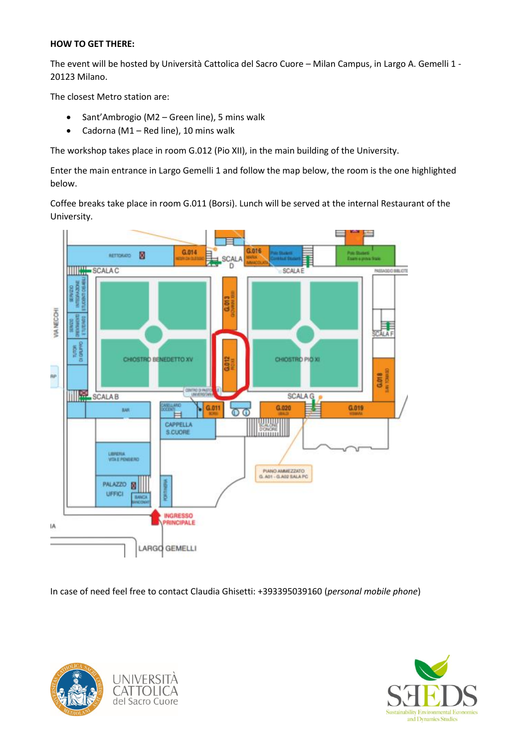**HOW TO GET THERE:**

The event will be hosted by Università Cattolica del Sacro Cuore – Milan Campus, in Largo A. Gemelli 1 - 20123 Milano.

The closest Metro station are:

- Sant'Ambrogio (M2 – Green line), 5 mins walk
- Cadorna (M1 – Red line), 10 mins walk

The workshop takes place in room G.012 (Pio XII), in the main building of the University.

Enter the main entrance in Largo Gemelli 1 and follow the map below, the room is the one highlighted below.

Coffee breaks take place in room G.011 (Borsi). Lunch will be served at the internal Restaurant of the University.

In case of need feel free to contact Claudia Ghisetti: +393395039160 (*personal mobile phone*)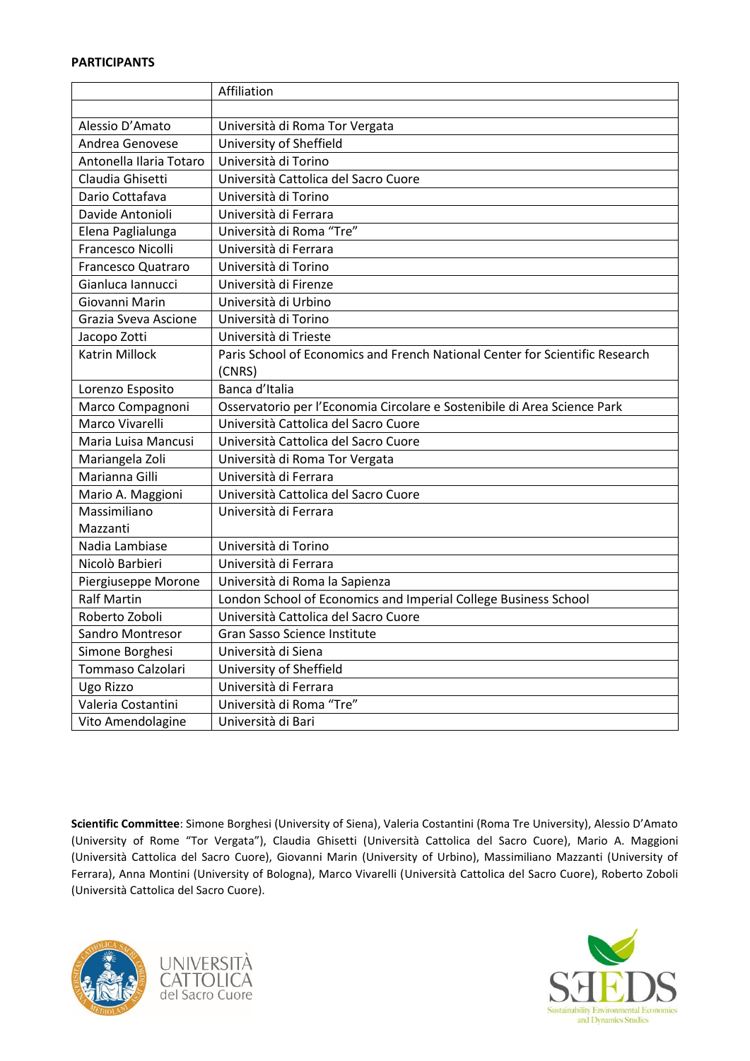**PARTICIPANTS**

| | Affiliation |
|---|---|
| | |
| Alessio D'Amato | Università di Roma Tor Vergata |
| Andrea Genovese | University of Sheffield |
| Antonella Ilaria Totaro | Università di Torino |
| Claudia Ghisetti | Università Cattolica del Sacro Cuore |
| Dario Cottafava | Università di Torino |
| Davide Antonioli | Università di Ferrara |
| Elena Paglialunga | Università di Roma "Tre" |
| Francesco Nicolli | Università di Ferrara |
| Francesco Quatraro | Università di Torino |
| Gianluca Iannucci | Università di Firenze |
| Giovanni Marin | Università di Urbino |
| Grazia Sveva Ascione | Università di Torino |
| Jacopo Zotti | Università di Trieste |
| Katrin Millock | Paris School of Economics and French National Center for Scientific Research (CNRS) |
| Lorenzo Esposito | Banca d'Italia |
| Marco Compagnoni | Osservatorio per l'Economia Circolare e Sostenibile di Area Science Park |
| Marco Vivarelli | Università Cattolica del Sacro Cuore |
| Maria Luisa Mancusi | Università Cattolica del Sacro Cuore |
| Mariangela Zoli | Università di Roma Tor Vergata |
| Marianna Gilli | Università di Ferrara |
| Mario A. Maggioni | Università Cattolica del Sacro Cuore |
| Massimiliano Mazzanti | Università di Ferrara |
| Nadia Lambiase | Università di Torino |
| Nicolò Barbieri | Università di Ferrara |
| Piergiuseppe Morone | Università di Roma la Sapienza |
| Ralf Martin | London School of Economics and Imperial College Business School |
| Roberto Zoboli | Università Cattolica del Sacro Cuore |
| Sandro Montresor | Gran Sasso Science Institute |
| Simone Borghesi | Università di Siena |
| Tommaso Calzolari | University of Sheffield |
| Ugo Rizzo | Università di Ferrara |
| Valeria Costantini | Università di Roma "Tre" |
| Vito Amendolagine | Università di Bari |

**Scientific Committee**: Simone Borghesi (University of Siena), Valeria Costantini (Roma Tre University), Alessio D'Amato (University of Rome "Tor Vergata"), Claudia Ghisetti (Università Cattolica del Sacro Cuore), Mario A. Maggioni (Università Cattolica del Sacro Cuore), Giovanni Marin (University of Urbino), Massimiliano Mazzanti (University of Ferrara), Anna Montini (University of Bologna), Marco Vivarelli (Università Cattolica del Sacro Cuore), Roberto Zoboli (Università Cattolica del Sacro Cuore).

UNIVERSITÀ CATTOLICA del Sacro Cuore

SEEDS Sustainability Environmental Economics and Dynamics Studies